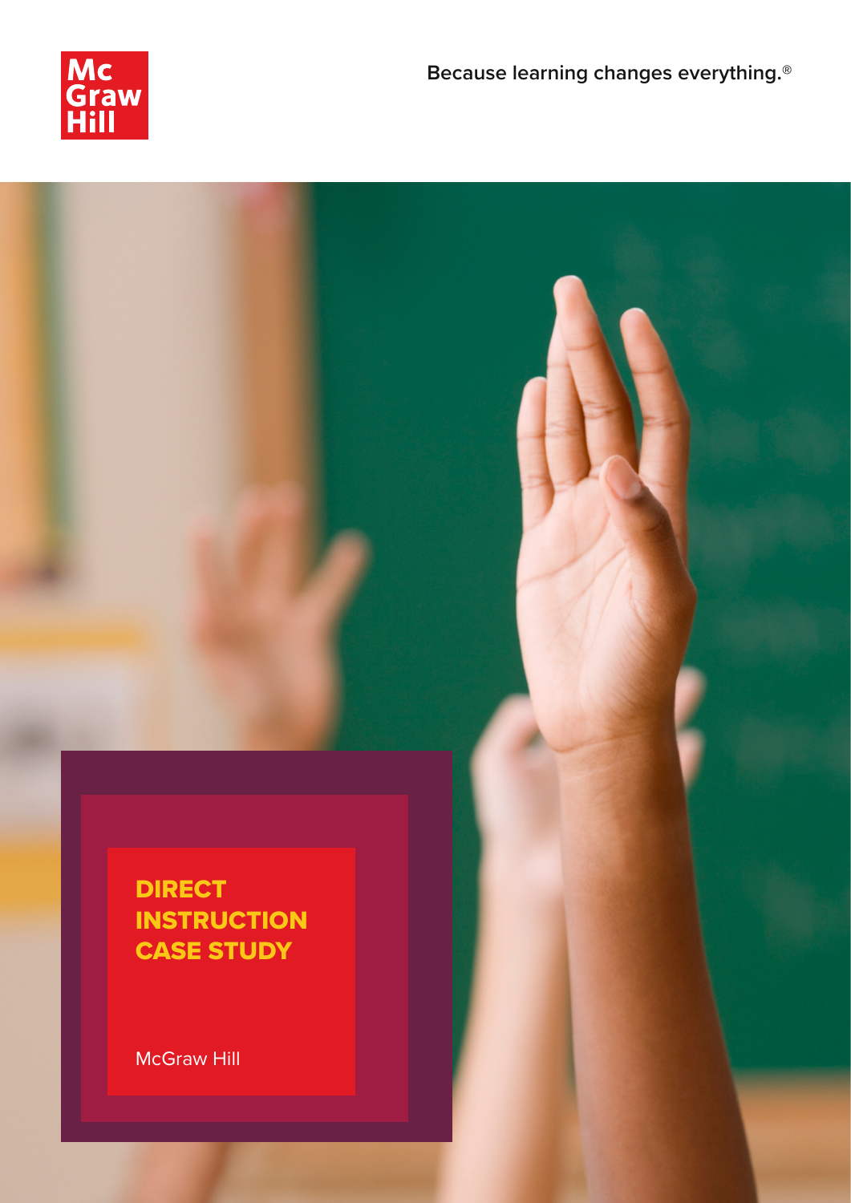Mc Graw Hill

Because learning changes everything.®

# DIRECT INSTRUCTION CASE STUDY

McGraw Hill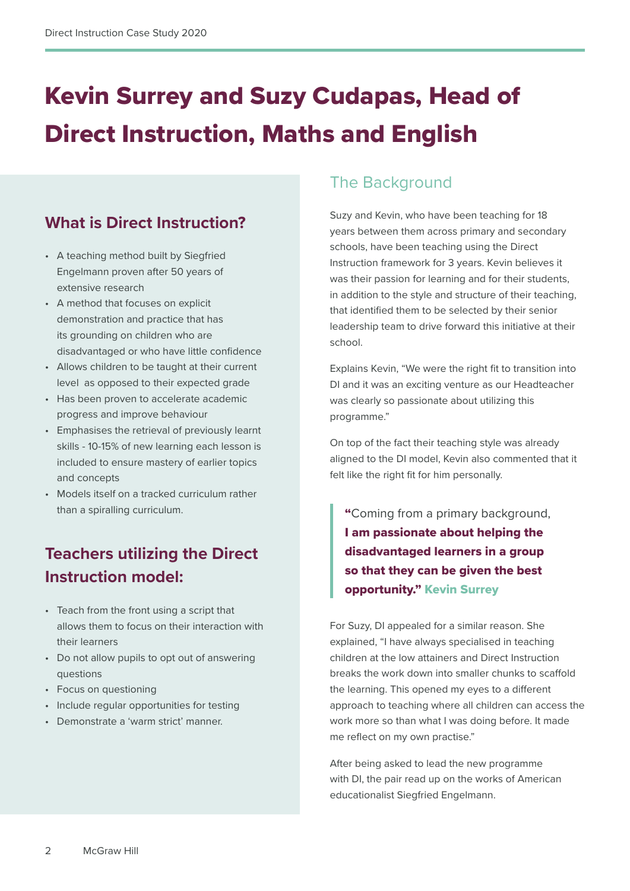# Kevin Surrey and Suzy Cudapas, Head of Direct Instruction, Maths and English

## What is Direct Instruction?

- A teaching method built by Siegfried Engelmann proven after 50 years of extensive research
- A method that focuses on explicit demonstration and practice that has its grounding on children who are disadvantaged or who have little confidence
- Allows children to be taught at their current level as opposed to their expected grade
- Has been proven to accelerate academic progress and improve behaviour
- Emphasises the retrieval of previously learnt skills - 10-15% of new learning each lesson is included to ensure mastery of earlier topics and concepts
- Models itself on a tracked curriculum rather than a spiralling curriculum.

## Teachers utilizing the Direct Instruction model:

- Teach from the front using a script that allows them to focus on their interaction with their learners
- Do not allow pupils to opt out of answering questions
- Focus on questioning
- Include regular opportunities for testing
- Demonstrate a 'warm strict' manner.

## The Background

Suzy and Kevin, who have been teaching for 18 years between them across primary and secondary schools, have been teaching using the Direct Instruction framework for 3 years. Kevin believes it was their passion for learning and for their students, in addition to the style and structure of their teaching, that identified them to be selected by their senior leadership team to drive forward this initiative at their school.

Explains Kevin, "We were the right fit to transition into DI and it was an exciting venture as our Headteacher was clearly so passionate about utilizing this programme."

On top of the fact their teaching style was already aligned to the DI model, Kevin also commented that it felt like the right fit for him personally.

> "Coming from a primary background, **I am passionate about helping the disadvantaged learners in a group so that they can be given the best opportunity." Kevin Surrey**

For Suzy, DI appealed for a similar reason. She explained, "I have always specialised in teaching children at the low attainers and Direct Instruction breaks the work down into smaller chunks to scaffold the learning. This opened my eyes to a different approach to teaching where all children can access the work more so than what I was doing before. It made me reflect on my own practise."

After being asked to lead the new programme with DI, the pair read up on the works of American educationalist Siegfried Engelmann.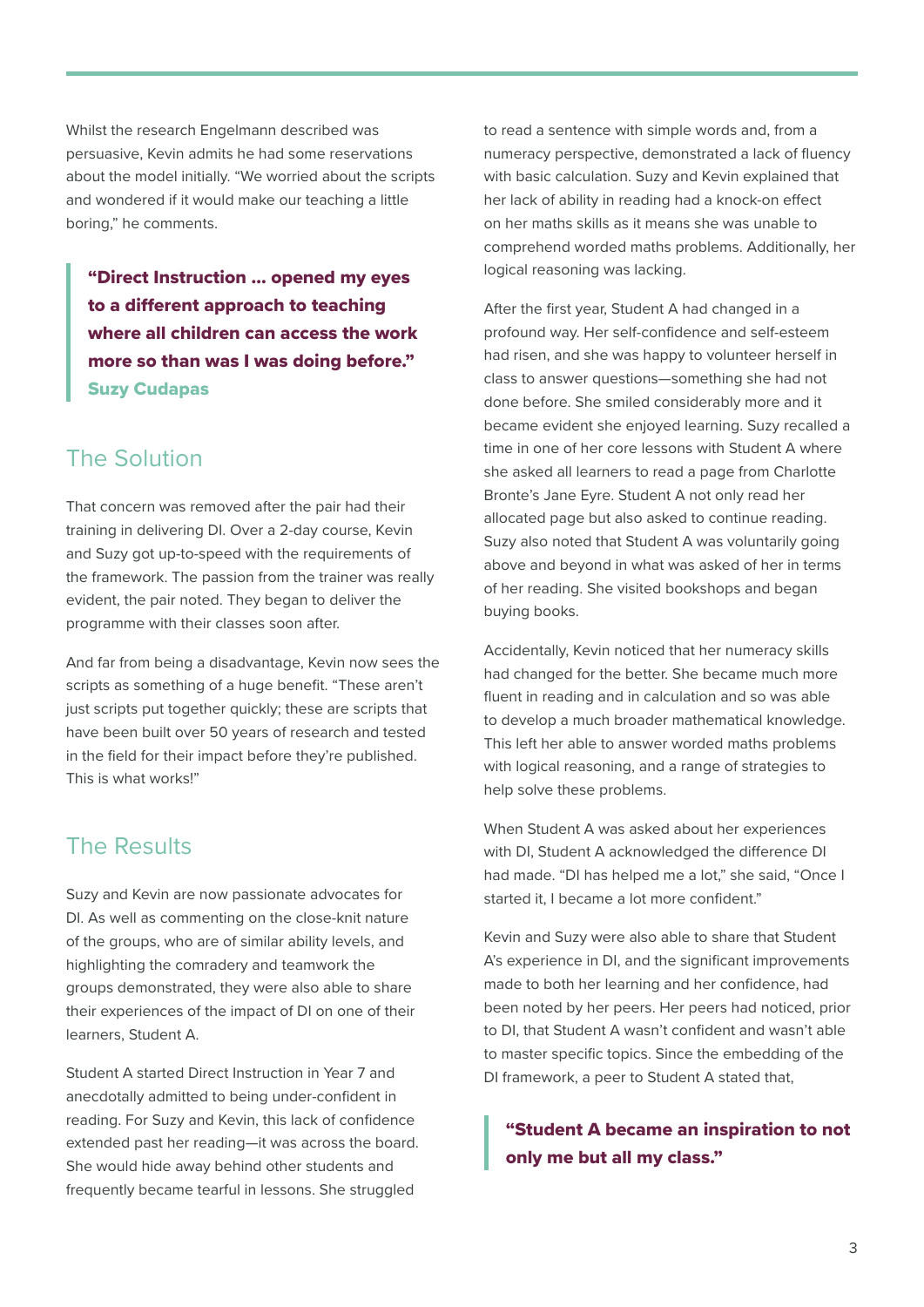Whilst the research Engelmann described was persuasive, Kevin admits he had some reservations about the model initially. "We worried about the scripts and wondered if it would make our teaching a little boring," he comments.

> **"Direct Instruction … opened my eyes to a different approach to teaching where all children can access the work more so than was I was doing before."**
> **Suzy Cudapas**

## The Solution

That concern was removed after the pair had their training in delivering DI. Over a 2-day course, Kevin and Suzy got up-to-speed with the requirements of the framework. The passion from the trainer was really evident, the pair noted. They began to deliver the programme with their classes soon after.

And far from being a disadvantage, Kevin now sees the scripts as something of a huge benefit. "These aren't just scripts put together quickly; these are scripts that have been built over 50 years of research and tested in the field for their impact before they're published. This is what works!"

## The Results

Suzy and Kevin are now passionate advocates for DI. As well as commenting on the close-knit nature of the groups, who are of similar ability levels, and highlighting the comradery and teamwork the groups demonstrated, they were also able to share their experiences of the impact of DI on one of their learners, Student A.

Student A started Direct Instruction in Year 7 and anecdotally admitted to being under-confident in reading. For Suzy and Kevin, this lack of confidence extended past her reading—it was across the board. She would hide away behind other students and frequently became tearful in lessons. She struggled to read a sentence with simple words and, from a numeracy perspective, demonstrated a lack of fluency with basic calculation. Suzy and Kevin explained that her lack of ability in reading had a knock-on effect on her maths skills as it means she was unable to comprehend worded maths problems. Additionally, her logical reasoning was lacking.

After the first year, Student A had changed in a profound way. Her self-confidence and self-esteem had risen, and she was happy to volunteer herself in class to answer questions—something she had not done before. She smiled considerably more and it became evident she enjoyed learning. Suzy recalled a time in one of her core lessons with Student A where she asked all learners to read a page from Charlotte Bronte's Jane Eyre. Student A not only read her allocated page but also asked to continue reading. Suzy also noted that Student A was voluntarily going above and beyond in what was asked of her in terms of her reading. She visited bookshops and began buying books.

Accidentally, Kevin noticed that her numeracy skills had changed for the better. She became much more fluent in reading and in calculation and so was able to develop a much broader mathematical knowledge. This left her able to answer worded maths problems with logical reasoning, and a range of strategies to help solve these problems.

When Student A was asked about her experiences with DI, Student A acknowledged the difference DI had made. "DI has helped me a lot," she said, "Once I started it, I became a lot more confident."

Kevin and Suzy were also able to share that Student A's experience in DI, and the significant improvements made to both her learning and her confidence, had been noted by her peers. Her peers had noticed, prior to DI, that Student A wasn't confident and wasn't able to master specific topics. Since the embedding of the DI framework, a peer to Student A stated that,

> **"Student A became an inspiration to not only me but all my class."**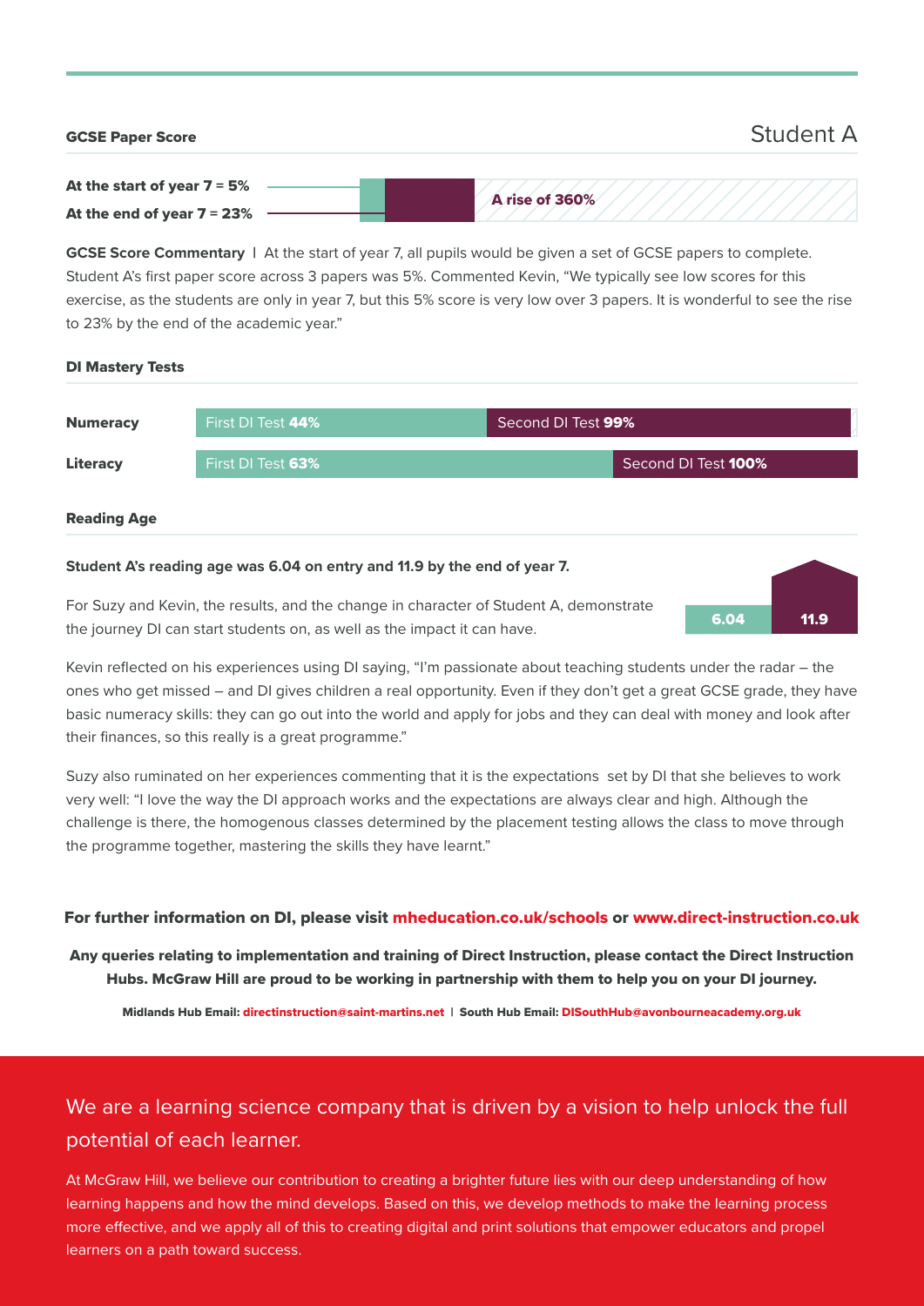## GCSE Paper Score

Student A

At the start of year 7 = 5%

At the end of year 7 = 23%

A rise of 360%

**GCSE Score Commentary** | At the start of year 7, all pupils would be given a set of GCSE papers to complete. Student A's first paper score across 3 papers was 5%. Commented Kevin, "We typically see low scores for this exercise, as the students are only in year 7, but this 5% score is very low over 3 papers. It is wonderful to see the rise to 23% by the end of the academic year."

## DI Mastery Tests

**Numeracy**

First DI Test **44%**

Second DI Test **99%**

**Literacy**

First DI Test **63%**

Second DI Test **100%**

## Reading Age

**Student A's reading age was 6.04 on entry and 11.9 by the end of year 7.**

6.04

11.9

For Suzy and Kevin, the results, and the change in character of Student A, demonstrate the journey DI can start students on, as well as the impact it can have.

Kevin reflected on his experiences using DI saying, "I'm passionate about teaching students under the radar – the ones who get missed – and DI gives children a real opportunity. Even if they don't get a great GCSE grade, they have basic numeracy skills: they can go out into the world and apply for jobs and they can deal with money and look after their finances, so this really is a great programme."

Suzy also ruminated on her experiences commenting that it is the expectations set by DI that she believes to work very well: "I love the way the DI approach works and the expectations are always clear and high. Although the challenge is there, the homogenous classes determined by the placement testing allows the class to move through the programme together, mastering the skills they have learnt."

**For further information on DI, please visit mheducation.co.uk/schools or www.direct-instruction.co.uk**

**Any queries relating to implementation and training of Direct Instruction, please contact the Direct Instruction Hubs. McGraw Hill are proud to be working in partnership with them to help you on your DI journey.**

**Midlands Hub Email: directinstruction@saint-martins.net | South Hub Email: DISouthHub@avonbourneacademy.org.uk**

We are a learning science company that is driven by a vision to help unlock the full potential of each learner.

At McGraw Hill, we believe our contribution to creating a brighter future lies with our deep understanding of how learning happens and how the mind develops. Based on this, we develop methods to make the learning process more effective, and we apply all of this to creating digital and print solutions that empower educators and propel learners on a path toward success.